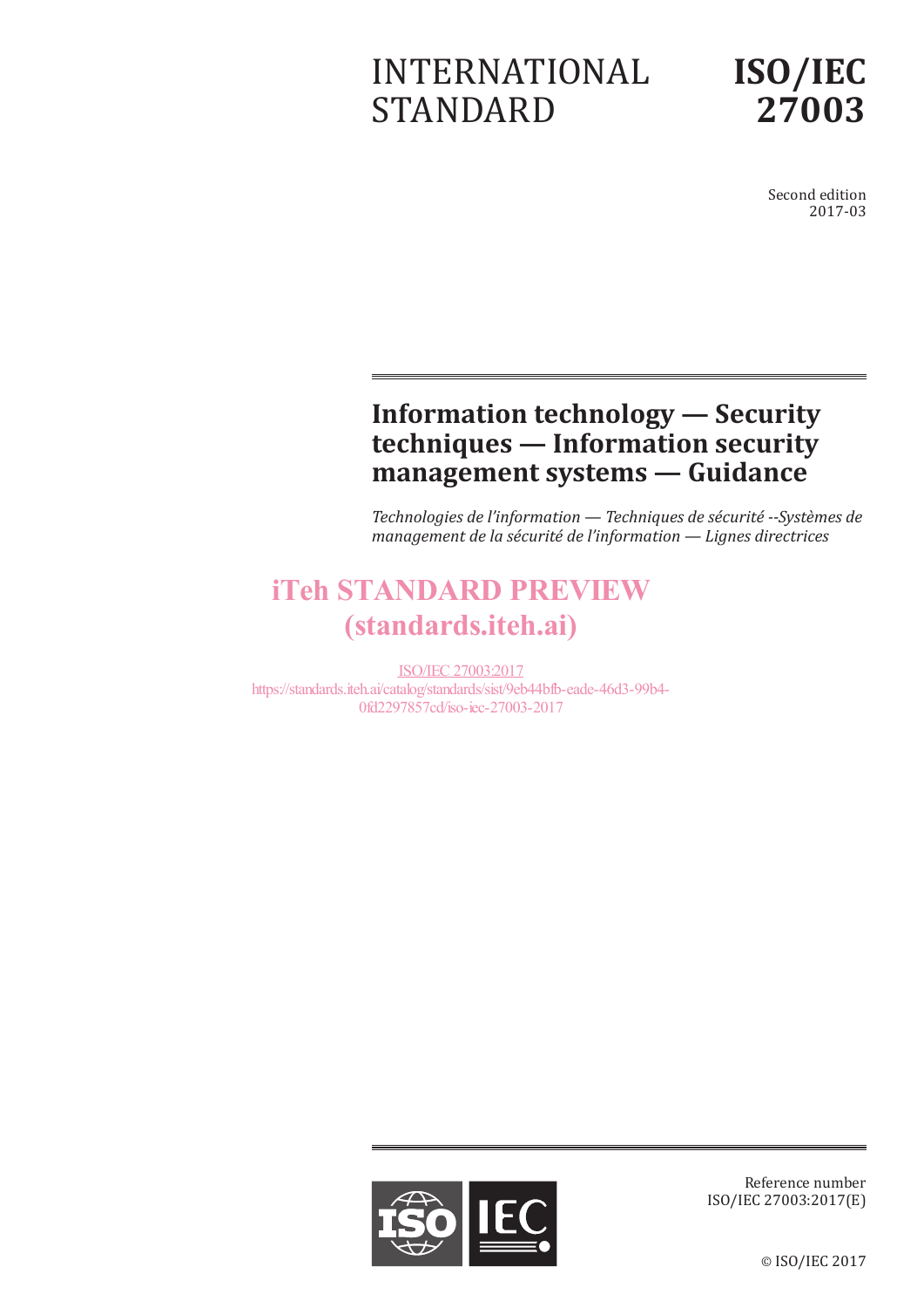INTERNATIONAL STANDARD

# ISO/IEC 27003

Second edition
2017-03

# Information technology — Security techniques — Information security management systems — Guidance

*Technologies de l'information — Techniques de sécurité --Systèmes de management de la sécurité de l'information — Lignes directrices*

iTeh STANDARD PREVIEW
(standards.iteh.ai)

ISO/IEC 27003:2017
https://standards.iteh.ai/catalog/standards/sist/9eb44bfb-eade-46d3-99b4-0fd2297857cd/iso-iec-27003-2017

Reference number
ISO/IEC 27003:2017(E)

© ISO/IEC 2017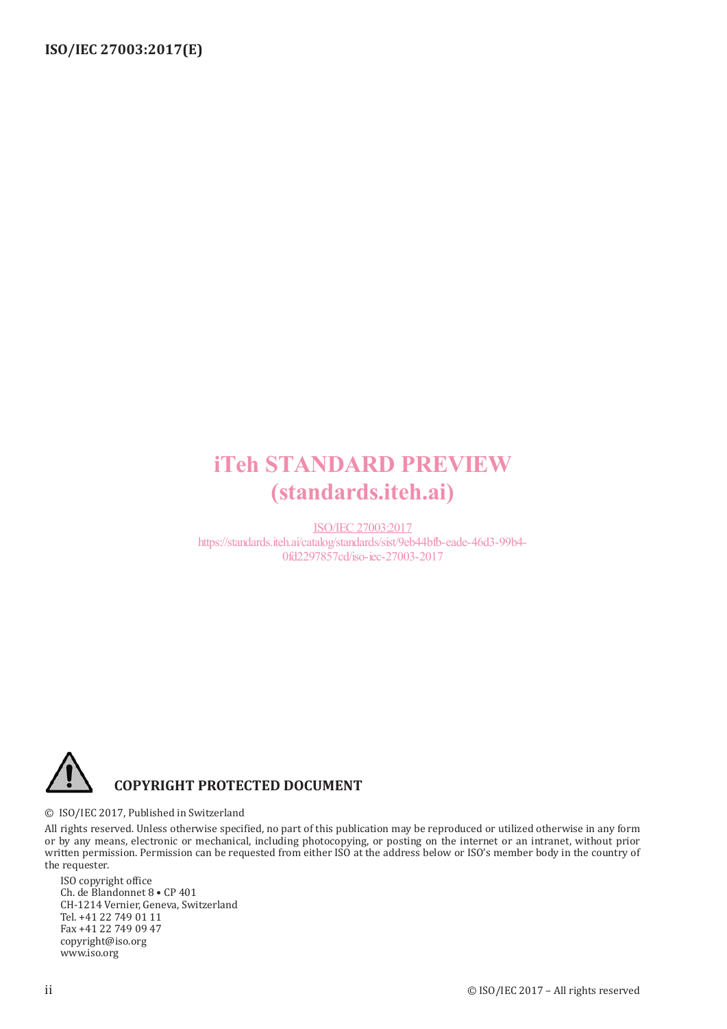iTeh STANDARD PREVIEW
(standards.iteh.ai)

ISO/IEC 27003:2017
https://standards.iteh.ai/catalog/standards/sist/9eb44bfb-eade-46d3-99b4-0fd2297857cd/iso-iec-27003-2017

**COPYRIGHT PROTECTED DOCUMENT**

© ISO/IEC 2017, Published in Switzerland

All rights reserved. Unless otherwise specified, no part of this publication may be reproduced or utilized otherwise in any form or by any means, electronic or mechanical, including photocopying, or posting on the internet or an intranet, without prior written permission. Permission can be requested from either ISO at the address below or ISO's member body in the country of the requester.

ISO copyright office
Ch. de Blandonnet 8 • CP 401
CH-1214 Vernier, Geneva, Switzerland
Tel. +41 22 749 01 11
Fax +41 22 749 09 47
copyright@iso.org
www.iso.org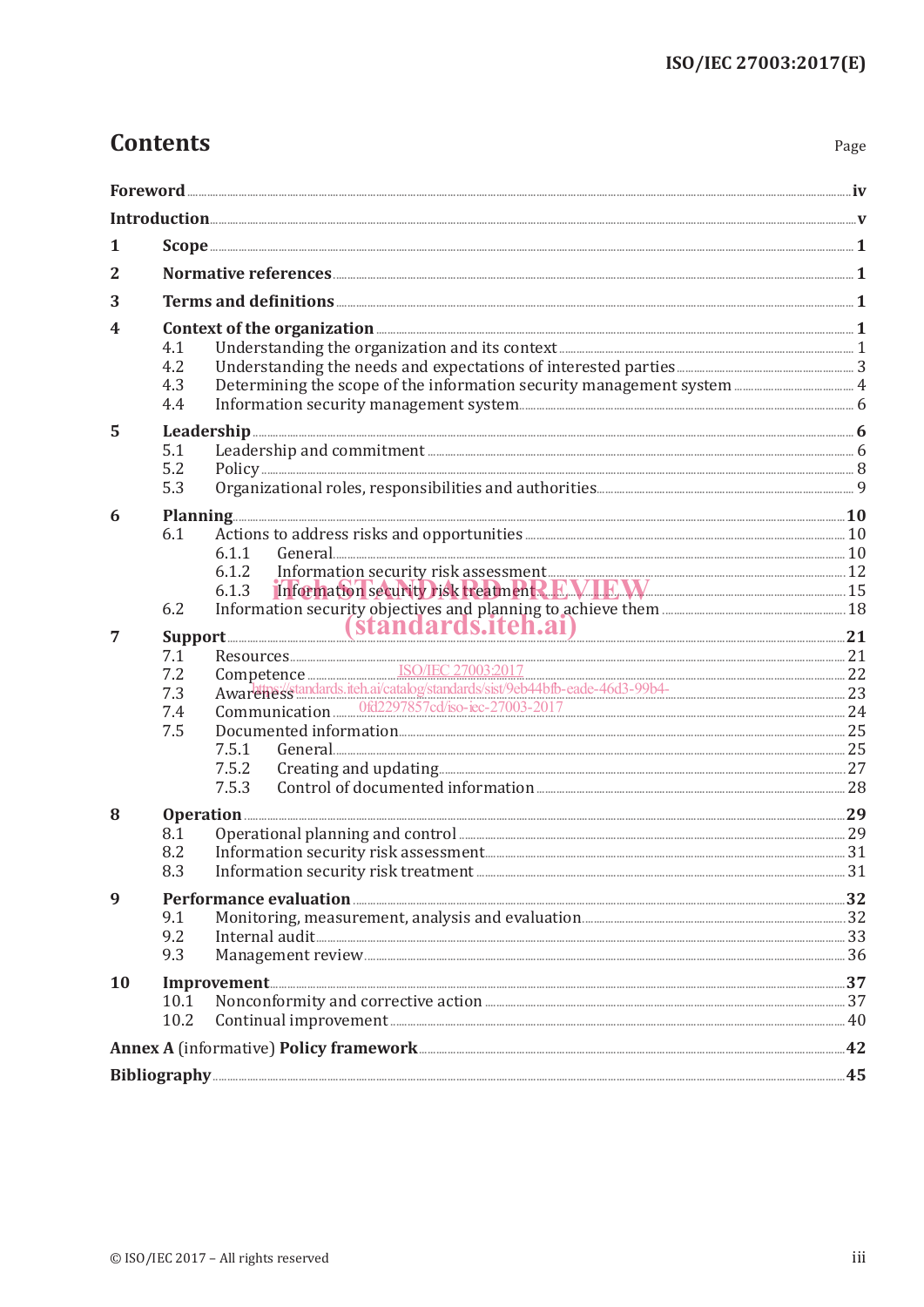# Contents

Page

| | | |
|---|---|---|
| **Foreword** | | **iv** |
| **Introduction** | | **v** |
| **1** | **Scope** | **1** |
| **2** | **Normative references** | **1** |
| **3** | **Terms and definitions** | **1** |
| **4** | **Context of the organization** | **1** |
| 4.1 | Understanding the organization and its context | 1 |
| 4.2 | Understanding the needs and expectations of interested parties | 3 |
| 4.3 | Determining the scope of the information security management system | 4 |
| 4.4 | Information security management system | 6 |
| **5** | **Leadership** | **6** |
| 5.1 | Leadership and commitment | 6 |
| 5.2 | Policy | 8 |
| 5.3 | Organizational roles, responsibilities and authorities | 9 |
| **6** | **Planning** | **10** |
| 6.1 | Actions to address risks and opportunities | 10 |
| 6.1.1 | General | 10 |
| 6.1.2 | Information security risk assessment | 12 |
| 6.1.3 | Information security risk treatment | 15 |
| 6.2 | Information security objectives and planning to achieve them | 18 |
| **7** | **Support** | **21** |
| 7.1 | Resources | 21 |
| 7.2 | Competence | 22 |
| 7.3 | Awareness | 23 |
| 7.4 | Communication | 24 |
| 7.5 | Documented information | 25 |
| 7.5.1 | General | 25 |
| 7.5.2 | Creating and updating | 27 |
| 7.5.3 | Control of documented information | 28 |
| **8** | **Operation** | **29** |
| 8.1 | Operational planning and control | 29 |
| 8.2 | Information security risk assessment | 31 |
| 8.3 | Information security risk treatment | 31 |
| **9** | **Performance evaluation** | **32** |
| 9.1 | Monitoring, measurement, analysis and evaluation | 32 |
| 9.2 | Internal audit | 33 |
| 9.3 | Management review | 36 |
| **10** | **Improvement** | **37** |
| 10.1 | Nonconformity and corrective action | 37 |
| 10.2 | Continual improvement | 40 |
| **Annex A** (informative) **Policy framework** | | **42** |
| **Bibliography** | | **45** |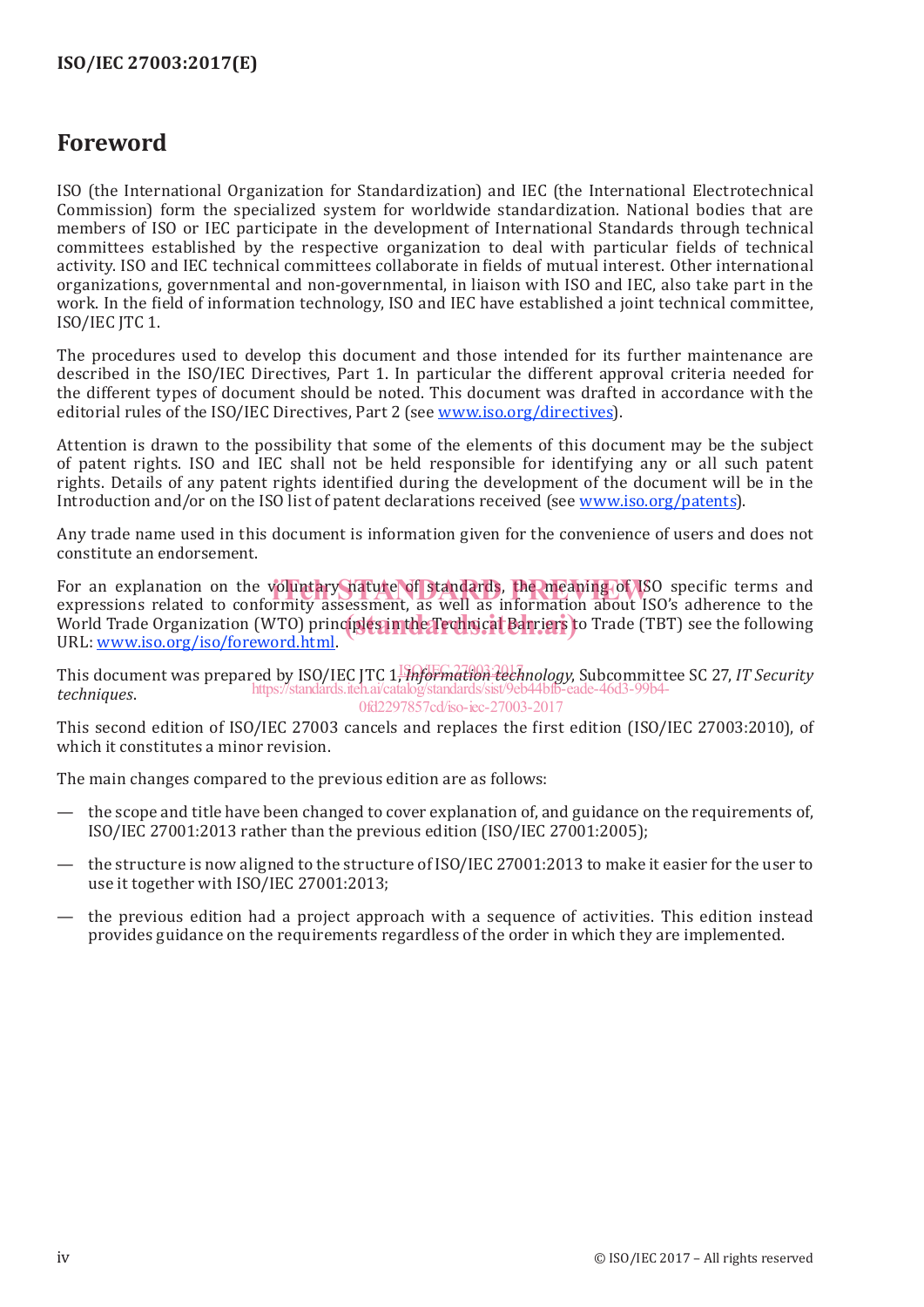# Foreword

ISO (the International Organization for Standardization) and IEC (the International Electrotechnical Commission) form the specialized system for worldwide standardization. National bodies that are members of ISO or IEC participate in the development of International Standards through technical committees established by the respective organization to deal with particular fields of technical activity. ISO and IEC technical committees collaborate in fields of mutual interest. Other international organizations, governmental and non-governmental, in liaison with ISO and IEC, also take part in the work. In the field of information technology, ISO and IEC have established a joint technical committee, ISO/IEC JTC 1.

The procedures used to develop this document and those intended for its further maintenance are described in the ISO/IEC Directives, Part 1. In particular the different approval criteria needed for the different types of document should be noted. This document was drafted in accordance with the editorial rules of the ISO/IEC Directives, Part 2 (see www.iso.org/directives).

Attention is drawn to the possibility that some of the elements of this document may be the subject of patent rights. ISO and IEC shall not be held responsible for identifying any or all such patent rights. Details of any patent rights identified during the development of the document will be in the Introduction and/or on the ISO list of patent declarations received (see www.iso.org/patents).

Any trade name used in this document is information given for the convenience of users and does not constitute an endorsement.

For an explanation on the voluntary nature of standards, the meaning of ISO specific terms and expressions related to conformity assessment, as well as information about ISO's adherence to the World Trade Organization (WTO) principles in the Technical Barriers to Trade (TBT) see the following URL: www.iso.org/iso/foreword.html.

This document was prepared by ISO/IEC JTC 1, *Information technology*, Subcommittee SC 27, *IT Security techniques*.

This second edition of ISO/IEC 27003 cancels and replaces the first edition (ISO/IEC 27003:2010), of which it constitutes a minor revision.

The main changes compared to the previous edition are as follows:

— the scope and title have been changed to cover explanation of, and guidance on the requirements of, ISO/IEC 27001:2013 rather than the previous edition (ISO/IEC 27001:2005);

— the structure is now aligned to the structure of ISO/IEC 27001:2013 to make it easier for the user to use it together with ISO/IEC 27001:2013;

— the previous edition had a project approach with a sequence of activities. This edition instead provides guidance on the requirements regardless of the order in which they are implemented.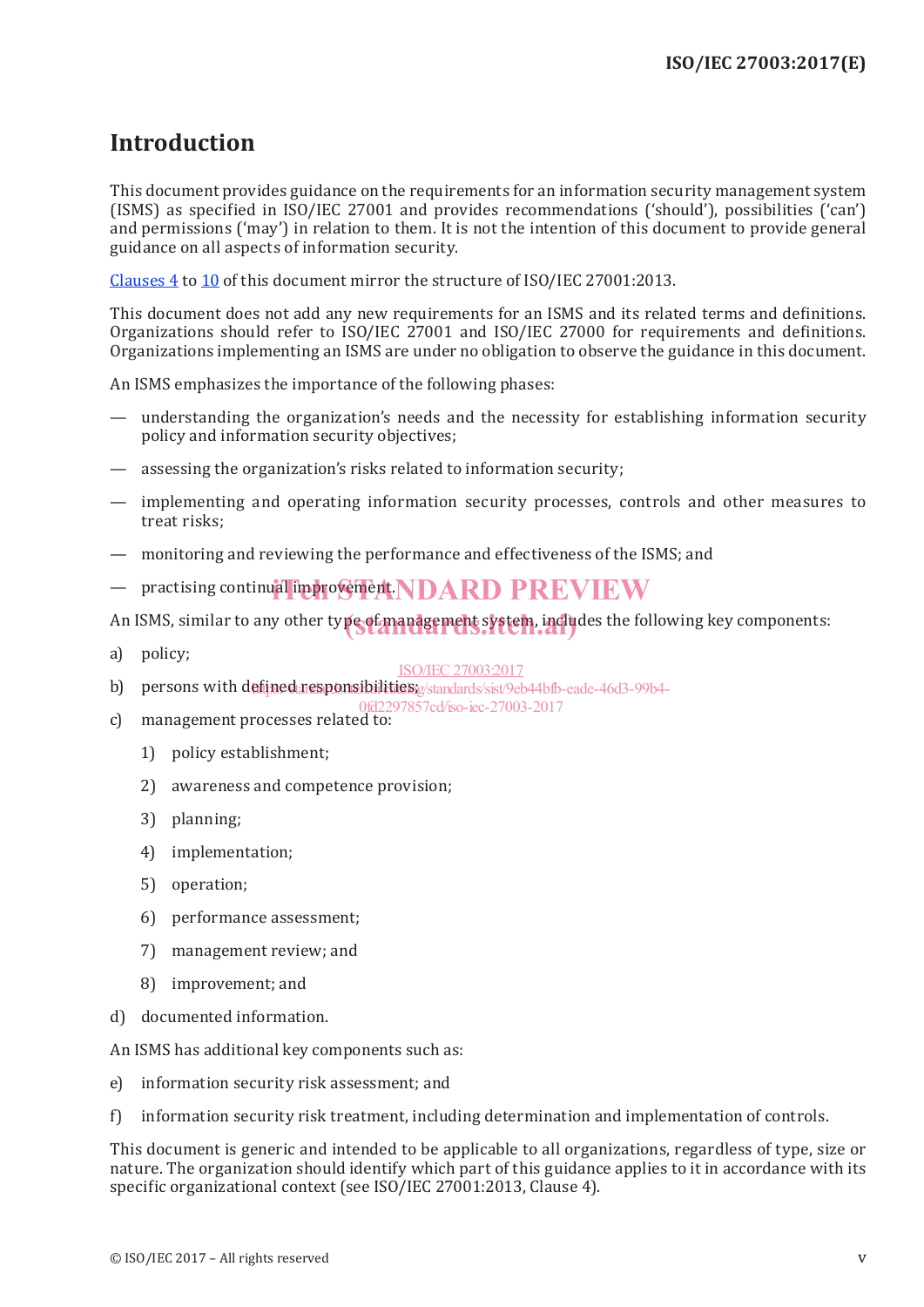# Introduction

This document provides guidance on the requirements for an information security management system (ISMS) as specified in ISO/IEC 27001 and provides recommendations ('should'), possibilities ('can') and permissions ('may') in relation to them. It is not the intention of this document to provide general guidance on all aspects of information security.

Clauses 4 to 10 of this document mirror the structure of ISO/IEC 27001:2013.

This document does not add any new requirements for an ISMS and its related terms and definitions. Organizations should refer to ISO/IEC 27001 and ISO/IEC 27000 for requirements and definitions. Organizations implementing an ISMS are under no obligation to observe the guidance in this document.

An ISMS emphasizes the importance of the following phases:

— understanding the organization's needs and the necessity for establishing information security policy and information security objectives;

— assessing the organization's risks related to information security;

— implementing and operating information security processes, controls and other measures to treat risks;

— monitoring and reviewing the performance and effectiveness of the ISMS; and

— practising continual improvement.

An ISMS, similar to any other type of management system, includes the following key components:

a) policy;

b) persons with defined responsibilities;

c) management processes related to:

    1) policy establishment;

    2) awareness and competence provision;

    3) planning;

    4) implementation;

    5) operation;

    6) performance assessment;

    7) management review; and

    8) improvement; and

d) documented information.

An ISMS has additional key components such as:

e) information security risk assessment; and

f) information security risk treatment, including determination and implementation of controls.

This document is generic and intended to be applicable to all organizations, regardless of type, size or nature. The organization should identify which part of this guidance applies to it in accordance with its specific organizational context (see ISO/IEC 27001:2013, Clause 4).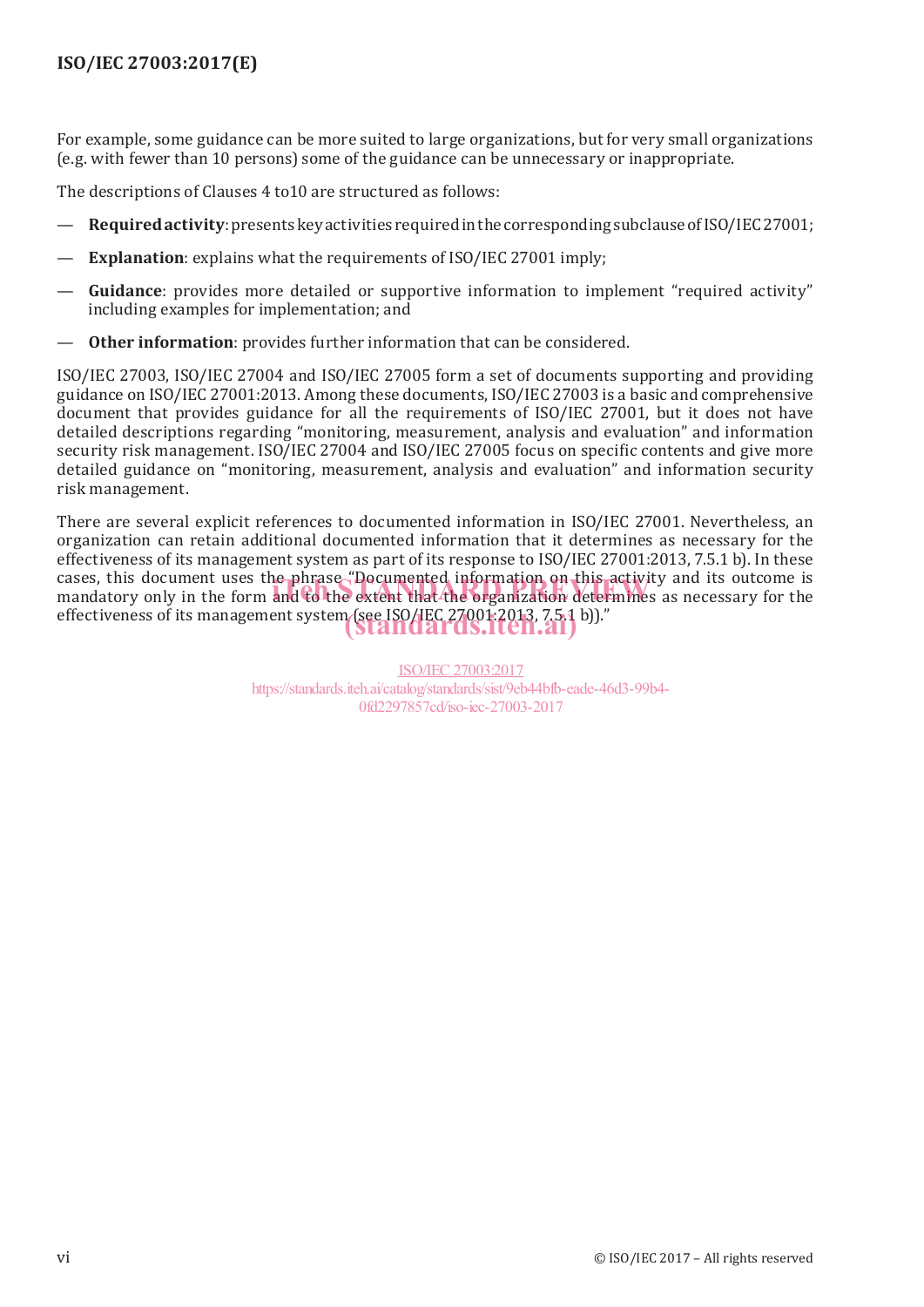For example, some guidance can be more suited to large organizations, but for very small organizations (e.g. with fewer than 10 persons) some of the guidance can be unnecessary or inappropriate.

The descriptions of Clauses 4 to10 are structured as follows:

— **Required activity**: presents key activities required in the corresponding subclause of ISO/IEC 27001;

— **Explanation**: explains what the requirements of ISO/IEC 27001 imply;

— **Guidance**: provides more detailed or supportive information to implement "required activity" including examples for implementation; and

— **Other information**: provides further information that can be considered.

ISO/IEC 27003, ISO/IEC 27004 and ISO/IEC 27005 form a set of documents supporting and providing guidance on ISO/IEC 27001:2013. Among these documents, ISO/IEC 27003 is a basic and comprehensive document that provides guidance for all the requirements of ISO/IEC 27001, but it does not have detailed descriptions regarding "monitoring, measurement, analysis and evaluation" and information security risk management. ISO/IEC 27004 and ISO/IEC 27005 focus on specific contents and give more detailed guidance on "monitoring, measurement, analysis and evaluation" and information security risk management.

There are several explicit references to documented information in ISO/IEC 27001. Nevertheless, an organization can retain additional documented information that it determines as necessary for the effectiveness of its management system as part of its response to ISO/IEC 27001:2013, 7.5.1 b). In these cases, this document uses the phrase "Documented information on this activity and its outcome is mandatory only in the form and to the extent that the organization determines as necessary for the effectiveness of its management system (see ISO/IEC 27001:2013, 7.5.1 b))."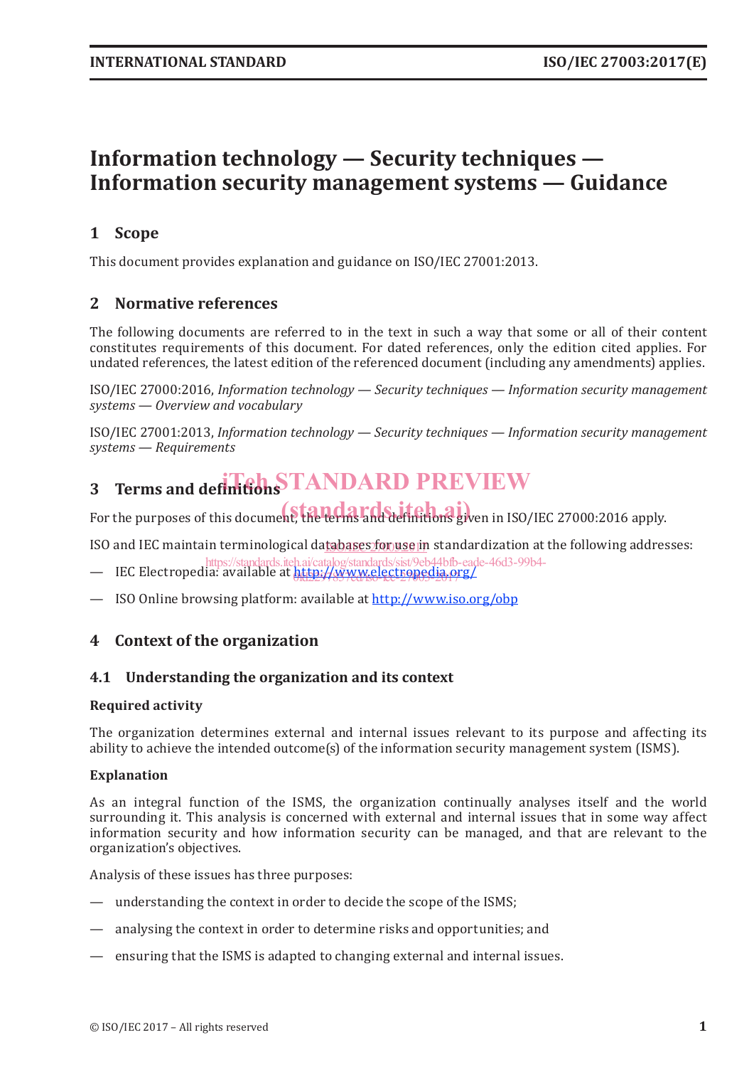# Information technology — Security techniques — Information security management systems — Guidance

## 1 Scope

This document provides explanation and guidance on ISO/IEC 27001:2013.

## 2 Normative references

The following documents are referred to in the text in such a way that some or all of their content constitutes requirements of this document. For dated references, only the edition cited applies. For undated references, the latest edition of the referenced document (including any amendments) applies.

ISO/IEC 27000:2016, *Information technology — Security techniques — Information security management systems — Overview and vocabulary*

ISO/IEC 27001:2013, *Information technology — Security techniques — Information security management systems — Requirements*

## 3 Terms and definitions

For the purposes of this document, the terms and definitions given in ISO/IEC 27000:2016 apply.

ISO and IEC maintain terminological databases for use in standardization at the following addresses:

— IEC Electropedia: available at http://www.electropedia.org/

— ISO Online browsing platform: available at http://www.iso.org/obp

## 4 Context of the organization

### 4.1 Understanding the organization and its context

**Required activity**

The organization determines external and internal issues relevant to its purpose and affecting its ability to achieve the intended outcome(s) of the information security management system (ISMS).

**Explanation**

As an integral function of the ISMS, the organization continually analyses itself and the world surrounding it. This analysis is concerned with external and internal issues that in some way affect information security and how information security can be managed, and that are relevant to the organization's objectives.

Analysis of these issues has three purposes:

— understanding the context in order to decide the scope of the ISMS;

— analysing the context in order to determine risks and opportunities; and

— ensuring that the ISMS is adapted to changing external and internal issues.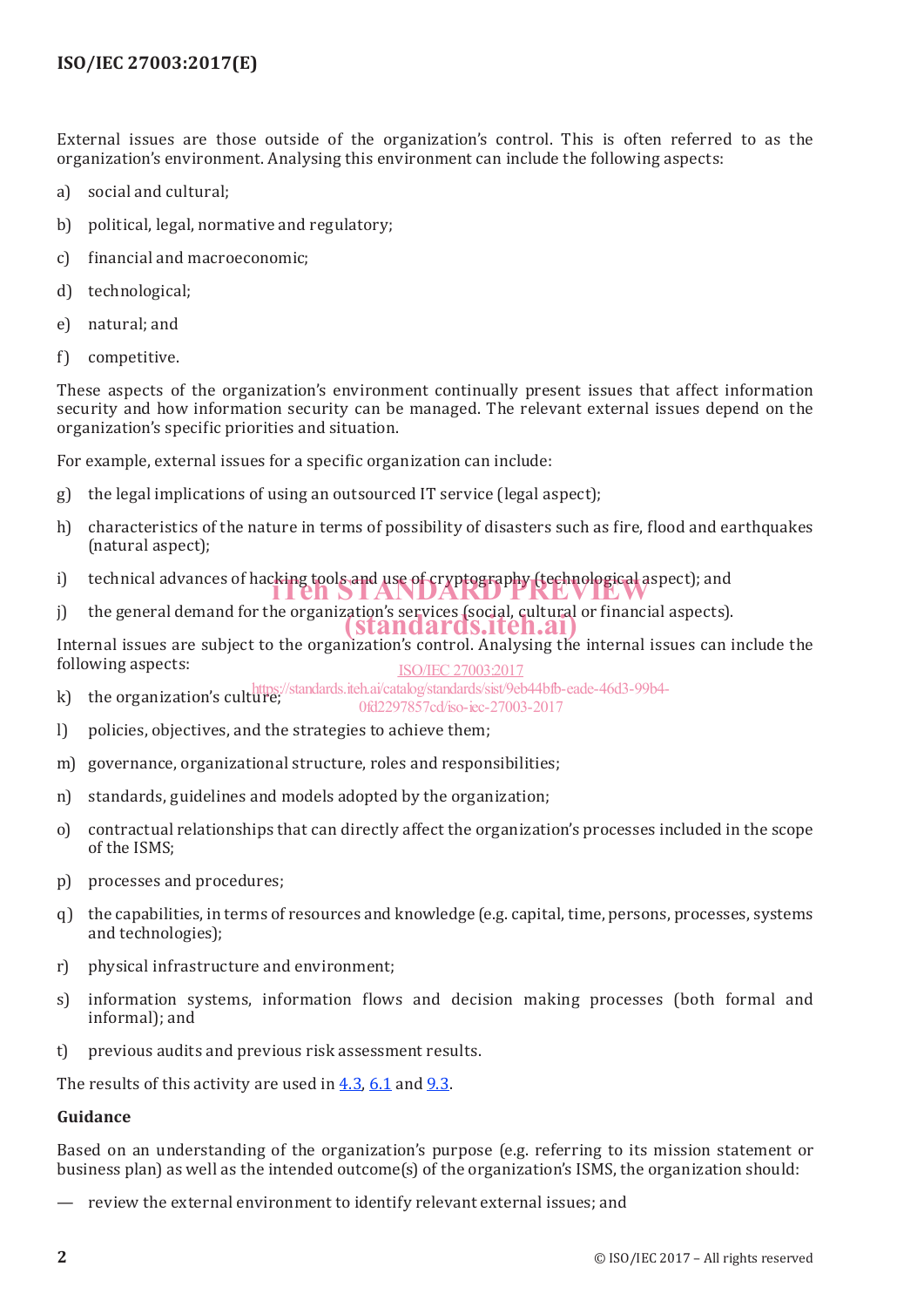External issues are those outside of the organization's control. This is often referred to as the organization's environment. Analysing this environment can include the following aspects:

a) social and cultural;

b) political, legal, normative and regulatory;

c) financial and macroeconomic;

d) technological;

e) natural; and

f) competitive.

These aspects of the organization's environment continually present issues that affect information security and how information security can be managed. The relevant external issues depend on the organization's specific priorities and situation.

For example, external issues for a specific organization can include:

g) the legal implications of using an outsourced IT service (legal aspect);

h) characteristics of the nature in terms of possibility of disasters such as fire, flood and earthquakes (natural aspect);

i) technical advances of hacking tools and use of cryptography (technological aspect); and

j) the general demand for the organization's services (social, cultural or financial aspects).

Internal issues are subject to the organization's control. Analysing the internal issues can include the following aspects:

k) the organization's culture;

l) policies, objectives, and the strategies to achieve them;

m) governance, organizational structure, roles and responsibilities;

n) standards, guidelines and models adopted by the organization;

o) contractual relationships that can directly affect the organization's processes included in the scope of the ISMS;

p) processes and procedures;

q) the capabilities, in terms of resources and knowledge (e.g. capital, time, persons, processes, systems and technologies);

r) physical infrastructure and environment;

s) information systems, information flows and decision making processes (both formal and informal); and

t) previous audits and previous risk assessment results.

The results of this activity are used in 4.3, 6.1 and 9.3.

**Guidance**

Based on an understanding of the organization's purpose (e.g. referring to its mission statement or business plan) as well as the intended outcome(s) of the organization's ISMS, the organization should:

— review the external environment to identify relevant external issues; and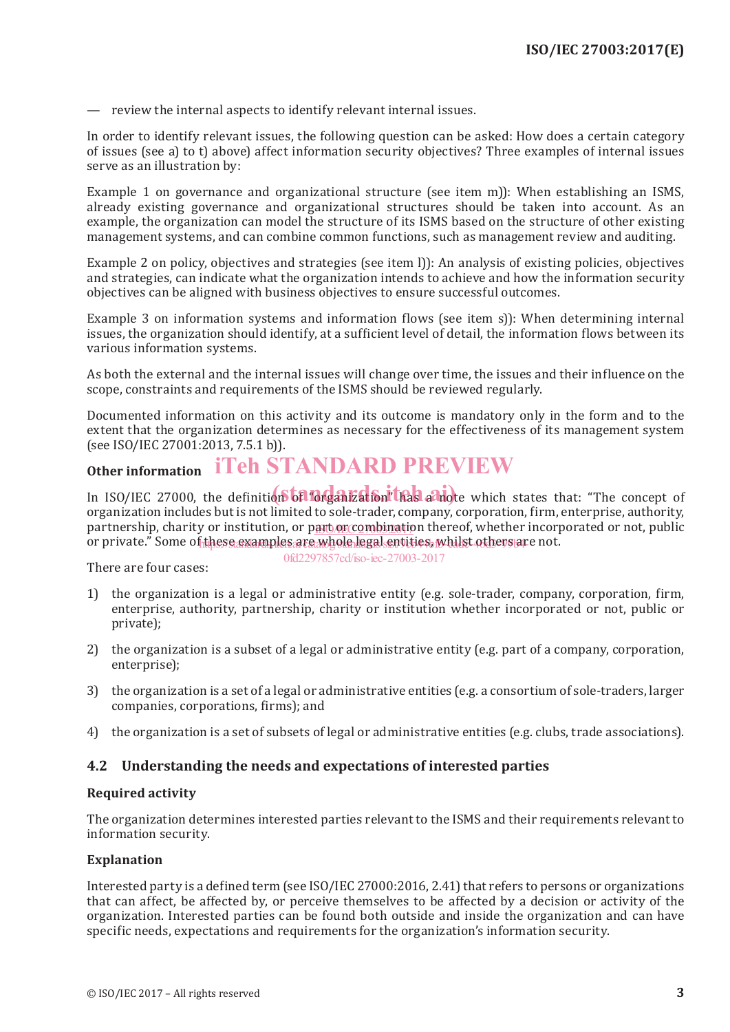— review the internal aspects to identify relevant internal issues.

In order to identify relevant issues, the following question can be asked: How does a certain category of issues (see a) to t) above) affect information security objectives? Three examples of internal issues serve as an illustration by:

Example 1 on governance and organizational structure (see item m)): When establishing an ISMS, already existing governance and organizational structures should be taken into account. As an example, the organization can model the structure of its ISMS based on the structure of other existing management systems, and can combine common functions, such as management review and auditing.

Example 2 on policy, objectives and strategies (see item l)): An analysis of existing policies, objectives and strategies, can indicate what the organization intends to achieve and how the information security objectives can be aligned with business objectives to ensure successful outcomes.

Example 3 on information systems and information flows (see item s)): When determining internal issues, the organization should identify, at a sufficient level of detail, the information flows between its various information systems.

As both the external and the internal issues will change over time, the issues and their influence on the scope, constraints and requirements of the ISMS should be reviewed regularly.

Documented information on this activity and its outcome is mandatory only in the form and to the extent that the organization determines as necessary for the effectiveness of its management system (see ISO/IEC 27001:2013, 7.5.1 b)).

**Other information**

In ISO/IEC 27000, the definition of "organization" has a note which states that: "The concept of organization includes but is not limited to sole-trader, company, corporation, firm, enterprise, authority, partnership, charity or institution, or part or combination thereof, whether incorporated or not, public or private." Some of these examples are whole legal entities, whilst others are not.

There are four cases:

1) the organization is a legal or administrative entity (e.g. sole-trader, company, corporation, firm, enterprise, authority, partnership, charity or institution whether incorporated or not, public or private);

2) the organization is a subset of a legal or administrative entity (e.g. part of a company, corporation, enterprise);

3) the organization is a set of a legal or administrative entities (e.g. a consortium of sole-traders, larger companies, corporations, firms); and

4) the organization is a set of subsets of legal or administrative entities (e.g. clubs, trade associations).

## 4.2 Understanding the needs and expectations of interested parties

**Required activity**

The organization determines interested parties relevant to the ISMS and their requirements relevant to information security.

**Explanation**

Interested party is a defined term (see ISO/IEC 27000:2016, 2.41) that refers to persons or organizations that can affect, be affected by, or perceive themselves to be affected by a decision or activity of the organization. Interested parties can be found both outside and inside the organization and can have specific needs, expectations and requirements for the organization's information security.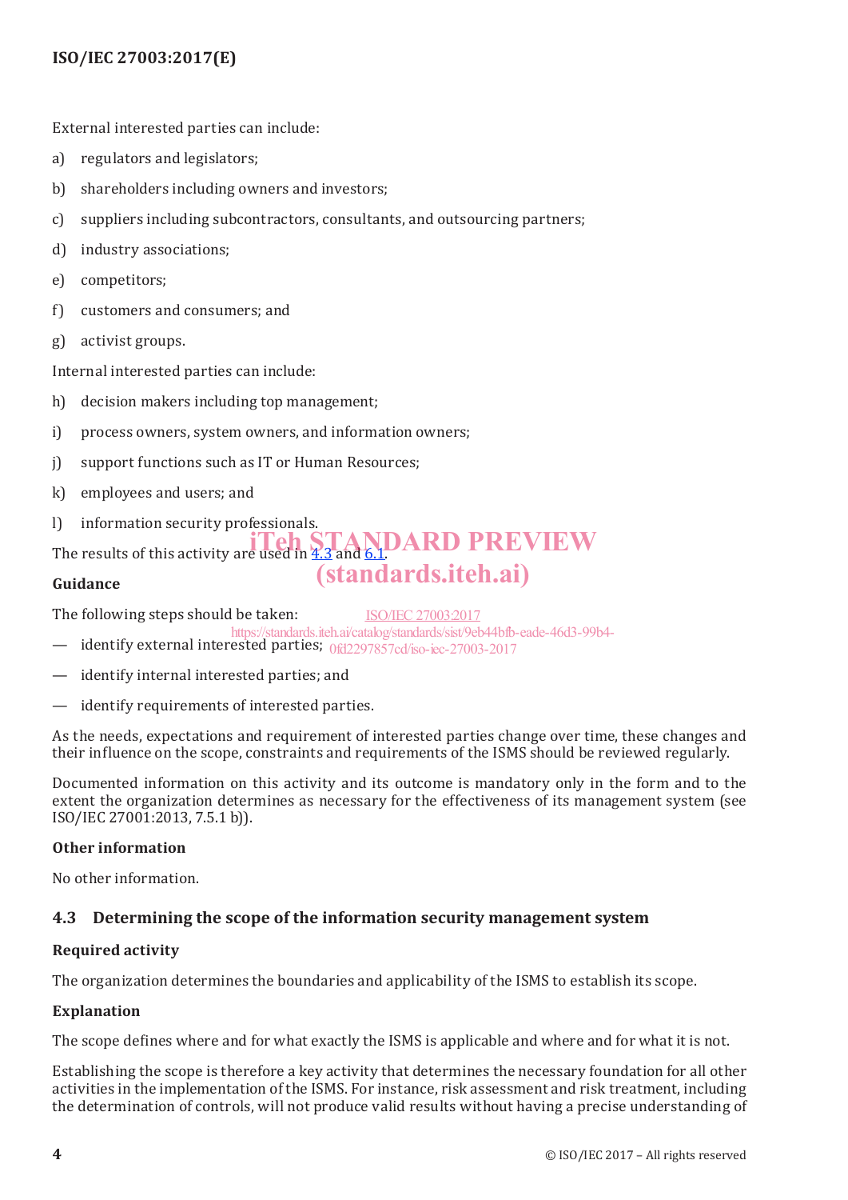External interested parties can include:

a) regulators and legislators;

b) shareholders including owners and investors;

c) suppliers including subcontractors, consultants, and outsourcing partners;

d) industry associations;

e) competitors;

f) customers and consumers; and

g) activist groups.

Internal interested parties can include:

h) decision makers including top management;

i) process owners, system owners, and information owners;

j) support functions such as IT or Human Resources;

k) employees and users; and

l) information security professionals.

The results of this activity are used in 4.3 and 6.1.

**Guidance**

The following steps should be taken:

— identify external interested parties;

— identify internal interested parties; and

— identify requirements of interested parties.

As the needs, expectations and requirement of interested parties change over time, these changes and their influence on the scope, constraints and requirements of the ISMS should be reviewed regularly.

Documented information on this activity and its outcome is mandatory only in the form and to the extent the organization determines as necessary for the effectiveness of its management system (see ISO/IEC 27001:2013, 7.5.1 b)).

**Other information**

No other information.

## 4.3 Determining the scope of the information security management system

**Required activity**

The organization determines the boundaries and applicability of the ISMS to establish its scope.

**Explanation**

The scope defines where and for what exactly the ISMS is applicable and where and for what it is not.

Establishing the scope is therefore a key activity that determines the necessary foundation for all other activities in the implementation of the ISMS. For instance, risk assessment and risk treatment, including the determination of controls, will not produce valid results without having a precise understanding of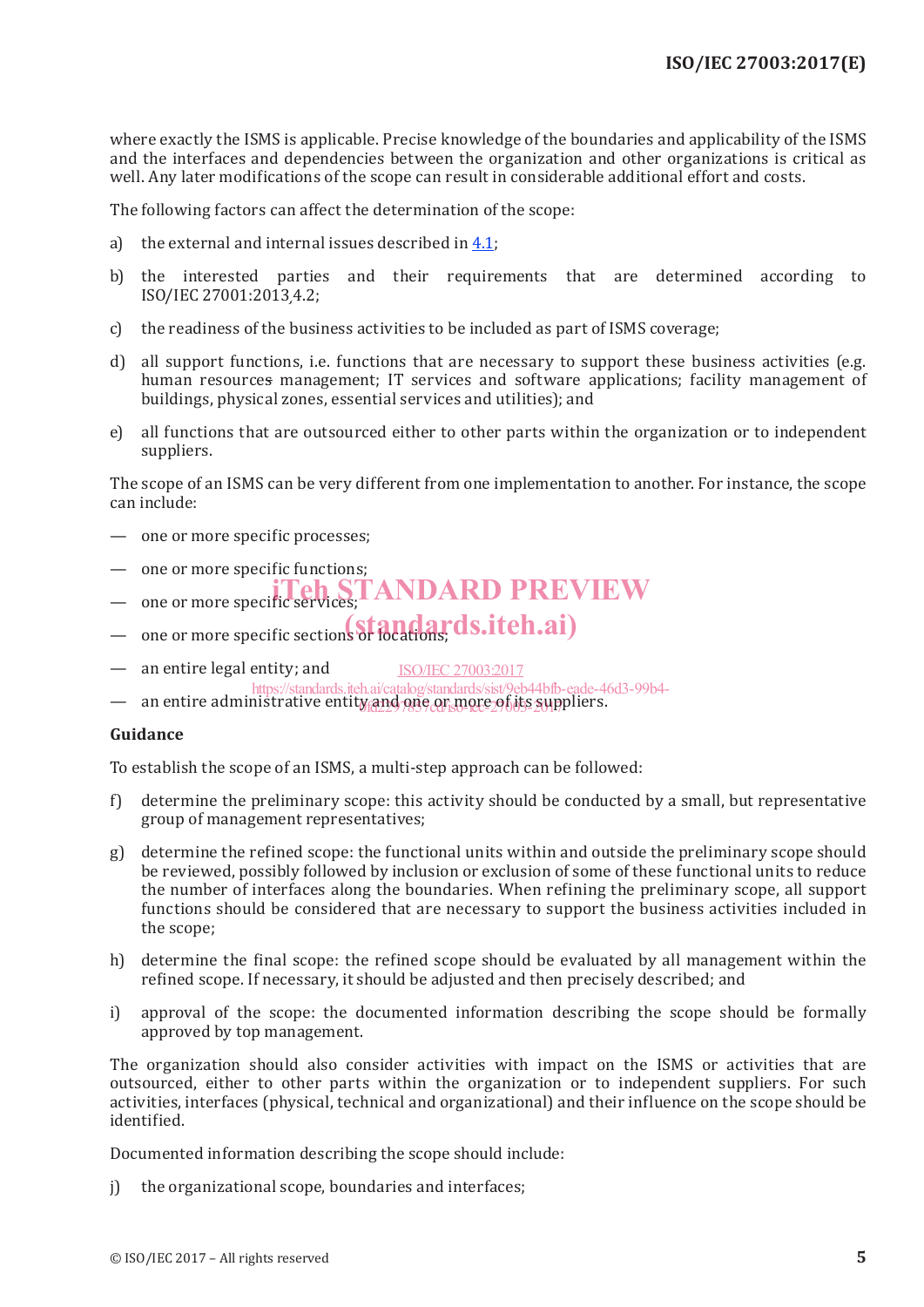where exactly the ISMS is applicable. Precise knowledge of the boundaries and applicability of the ISMS and the interfaces and dependencies between the organization and other organizations is critical as well. Any later modifications of the scope can result in considerable additional effort and costs.

The following factors can affect the determination of the scope:

a) the external and internal issues described in 4.1;

b) the interested parties and their requirements that are determined according to ISO/IEC 27001:2013, 4.2;

c) the readiness of the business activities to be included as part of ISMS coverage;

d) all support functions, i.e. functions that are necessary to support these business activities (e.g. human resources management; IT services and software applications; facility management of buildings, physical zones, essential services and utilities); and

e) all functions that are outsourced either to other parts within the organization or to independent suppliers.

The scope of an ISMS can be very different from one implementation to another. For instance, the scope can include:

— one or more specific processes;

— one or more specific functions;

— one or more specific services;

— one or more specific sections or locations;

— an entire legal entity; and

— an entire administrative entity and one or more of its suppliers.

**Guidance**

To establish the scope of an ISMS, a multi-step approach can be followed:

f) determine the preliminary scope: this activity should be conducted by a small, but representative group of management representatives;

g) determine the refined scope: the functional units within and outside the preliminary scope should be reviewed, possibly followed by inclusion or exclusion of some of these functional units to reduce the number of interfaces along the boundaries. When refining the preliminary scope, all support functions should be considered that are necessary to support the business activities included in the scope;

h) determine the final scope: the refined scope should be evaluated by all management within the refined scope. If necessary, it should be adjusted and then precisely described; and

i) approval of the scope: the documented information describing the scope should be formally approved by top management.

The organization should also consider activities with impact on the ISMS or activities that are outsourced, either to other parts within the organization or to independent suppliers. For such activities, interfaces (physical, technical and organizational) and their influence on the scope should be identified.

Documented information describing the scope should include:

j) the organizational scope, boundaries and interfaces;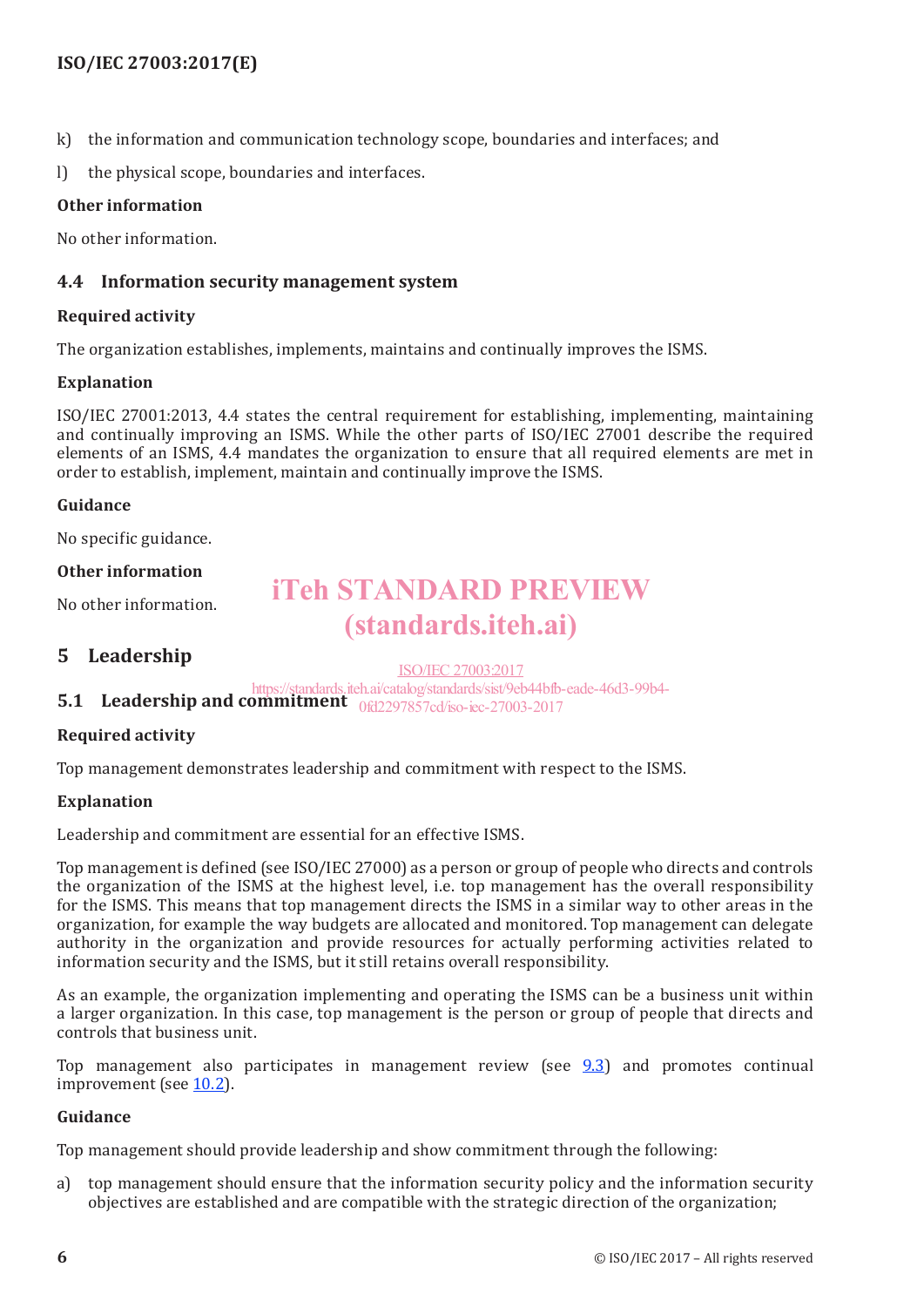k) the information and communication technology scope, boundaries and interfaces; and

l) the physical scope, boundaries and interfaces.

**Other information**

No other information.

### 4.4 Information security management system

**Required activity**

The organization establishes, implements, maintains and continually improves the ISMS.

**Explanation**

ISO/IEC 27001:2013, 4.4 states the central requirement for establishing, implementing, maintaining and continually improving an ISMS. While the other parts of ISO/IEC 27001 describe the required elements of an ISMS, 4.4 mandates the organization to ensure that all required elements are met in order to establish, implement, maintain and continually improve the ISMS.

**Guidance**

No specific guidance.

**Other information**

No other information.

## 5 Leadership

### 5.1 Leadership and commitment

**Required activity**

Top management demonstrates leadership and commitment with respect to the ISMS.

**Explanation**

Leadership and commitment are essential for an effective ISMS.

Top management is defined (see ISO/IEC 27000) as a person or group of people who directs and controls the organization of the ISMS at the highest level, i.e. top management has the overall responsibility for the ISMS. This means that top management directs the ISMS in a similar way to other areas in the organization, for example the way budgets are allocated and monitored. Top management can delegate authority in the organization and provide resources for actually performing activities related to information security and the ISMS, but it still retains overall responsibility.

As an example, the organization implementing and operating the ISMS can be a business unit within a larger organization. In this case, top management is the person or group of people that directs and controls that business unit.

Top management also participates in management review (see 9.3) and promotes continual improvement (see 10.2).

**Guidance**

Top management should provide leadership and show commitment through the following:

a) top management should ensure that the information security policy and the information security objectives are established and are compatible with the strategic direction of the organization;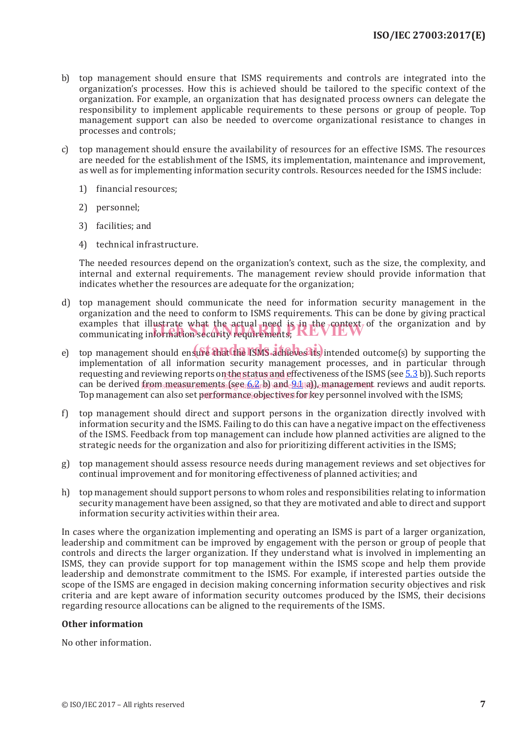b) top management should ensure that ISMS requirements and controls are integrated into the organization's processes. How this is achieved should be tailored to the specific context of the organization. For example, an organization that has designated process owners can delegate the responsibility to implement applicable requirements to these persons or group of people. Top management support can also be needed to overcome organizational resistance to changes in processes and controls;

c) top management should ensure the availability of resources for an effective ISMS. The resources are needed for the establishment of the ISMS, its implementation, maintenance and improvement, as well as for implementing information security controls. Resources needed for the ISMS include:

   1) financial resources;

   2) personnel;

   3) facilities; and

   4) technical infrastructure.

   The needed resources depend on the organization's context, such as the size, the complexity, and internal and external requirements. The management review should provide information that indicates whether the resources are adequate for the organization;

d) top management should communicate the need for information security management in the organization and the need to conform to ISMS requirements. This can be done by giving practical examples that illustrate what the actual need is in the context of the organization and by communicating information security requirements;

e) top management should ensure that the ISMS achieves its intended outcome(s) by supporting the implementation of all information security management processes, and in particular through requesting and reviewing reports on the status and effectiveness of the ISMS (see 5.3 b)). Such reports can be derived from measurements (see 6.2 b) and 9.1 a)), management reviews and audit reports. Top management can also set performance objectives for key personnel involved with the ISMS;

f) top management should direct and support persons in the organization directly involved with information security and the ISMS. Failing to do this can have a negative impact on the effectiveness of the ISMS. Feedback from top management can include how planned activities are aligned to the strategic needs for the organization and also for prioritizing different activities in the ISMS;

g) top management should assess resource needs during management reviews and set objectives for continual improvement and for monitoring effectiveness of planned activities; and

h) top management should support persons to whom roles and responsibilities relating to information security management have been assigned, so that they are motivated and able to direct and support information security activities within their area.

In cases where the organization implementing and operating an ISMS is part of a larger organization, leadership and commitment can be improved by engagement with the person or group of people that controls and directs the larger organization. If they understand what is involved in implementing an ISMS, they can provide support for top management within the ISMS scope and help them provide leadership and demonstrate commitment to the ISMS. For example, if interested parties outside the scope of the ISMS are engaged in decision making concerning information security objectives and risk criteria and are kept aware of information security outcomes produced by the ISMS, their decisions regarding resource allocations can be aligned to the requirements of the ISMS.

**Other information**

No other information.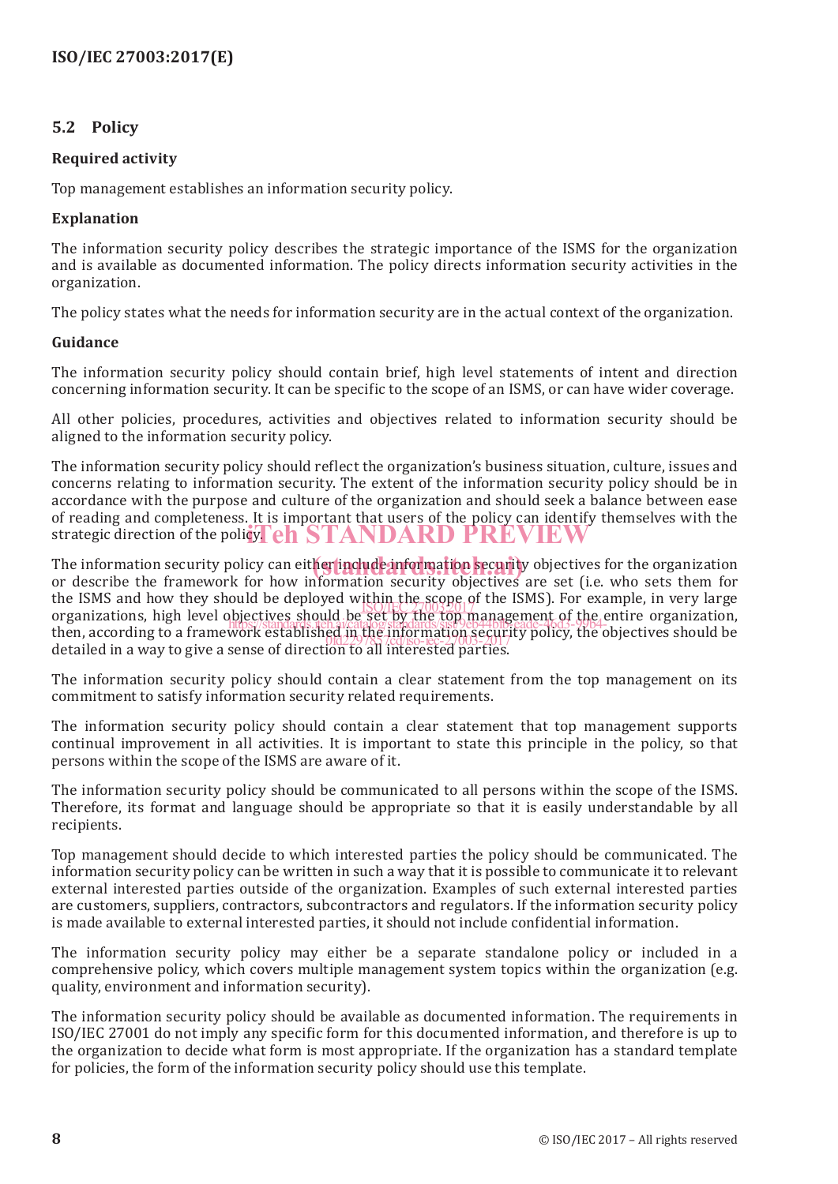## 5.2 Policy

**Required activity**

Top management establishes an information security policy.

**Explanation**

The information security policy describes the strategic importance of the ISMS for the organization and is available as documented information. The policy directs information security activities in the organization.

The policy states what the needs for information security are in the actual context of the organization.

**Guidance**

The information security policy should contain brief, high level statements of intent and direction concerning information security. It can be specific to the scope of an ISMS, or can have wider coverage.

All other policies, procedures, activities and objectives related to information security should be aligned to the information security policy.

The information security policy should reflect the organization's business situation, culture, issues and concerns relating to information security. The extent of the information security policy should be in accordance with the purpose and culture of the organization and should seek a balance between ease of reading and completeness. It is important that users of the policy can identify themselves with the strategic direction of the policy.

The information security policy can either include information security objectives for the organization or describe the framework for how information security objectives are set (i.e. who sets them for the ISMS and how they should be deployed within the scope of the ISMS). For example, in very large organizations, high level objectives should be set by the top management of the entire organization, then, according to a framework established in the information security policy, the objectives should be detailed in a way to give a sense of direction to all interested parties.

The information security policy should contain a clear statement from the top management on its commitment to satisfy information security related requirements.

The information security policy should contain a clear statement that top management supports continual improvement in all activities. It is important to state this principle in the policy, so that persons within the scope of the ISMS are aware of it.

The information security policy should be communicated to all persons within the scope of the ISMS. Therefore, its format and language should be appropriate so that it is easily understandable by all recipients.

Top management should decide to which interested parties the policy should be communicated. The information security policy can be written in such a way that it is possible to communicate it to relevant external interested parties outside of the organization. Examples of such external interested parties are customers, suppliers, contractors, subcontractors and regulators. If the information security policy is made available to external interested parties, it should not include confidential information.

The information security policy may either be a separate standalone policy or included in a comprehensive policy, which covers multiple management system topics within the organization (e.g. quality, environment and information security).

The information security policy should be available as documented information. The requirements in ISO/IEC 27001 do not imply any specific form for this documented information, and therefore is up to the organization to decide what form is most appropriate. If the organization has a standard template for policies, the form of the information security policy should use this template.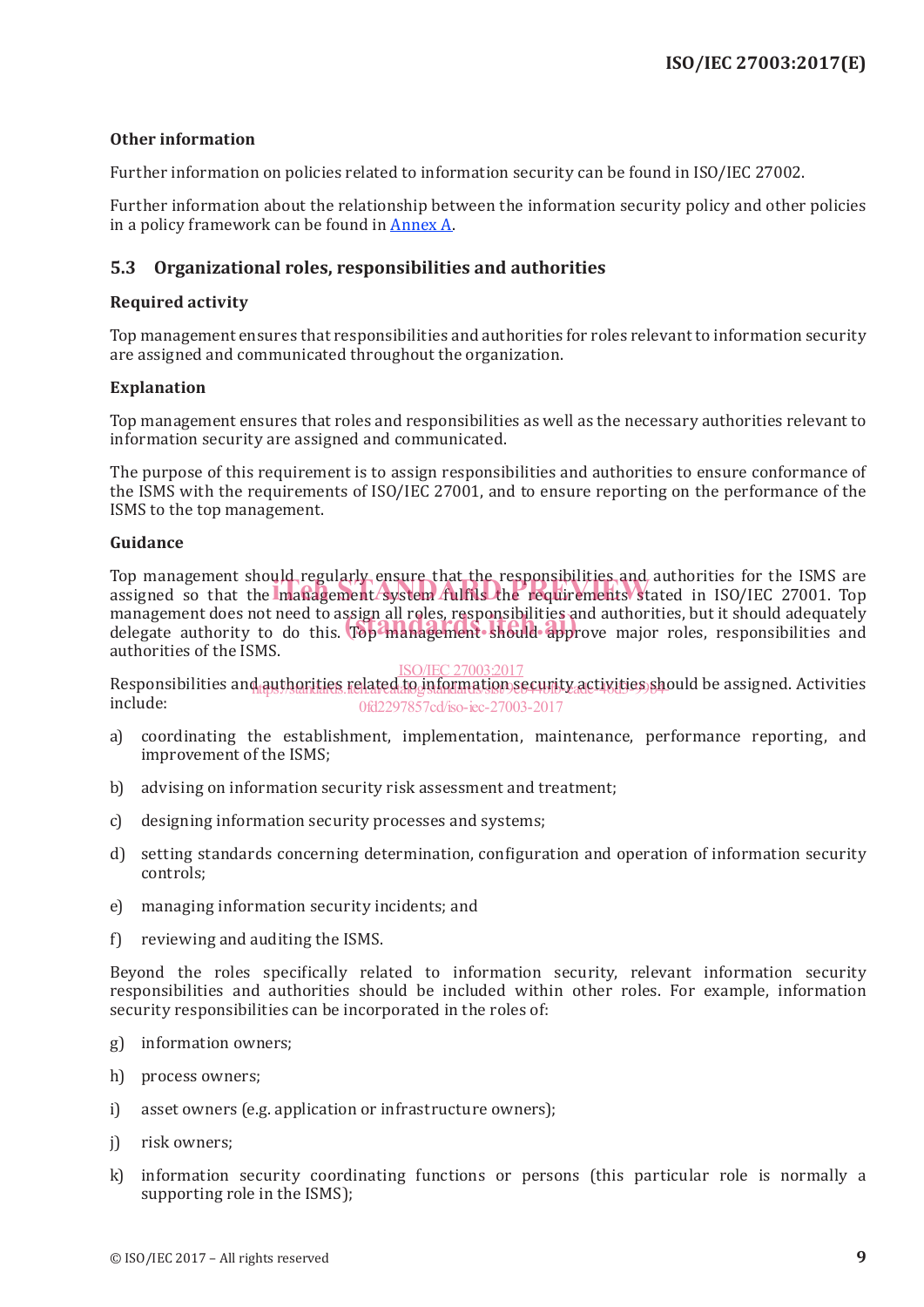### Other information

Further information on policies related to information security can be found in ISO/IEC 27002.

Further information about the relationship between the information security policy and other policies in a policy framework can be found in Annex A.

## 5.3 Organizational roles, responsibilities and authorities

### Required activity

Top management ensures that responsibilities and authorities for roles relevant to information security are assigned and communicated throughout the organization.

### Explanation

Top management ensures that roles and responsibilities as well as the necessary authorities relevant to information security are assigned and communicated.

The purpose of this requirement is to assign responsibilities and authorities to ensure conformance of the ISMS with the requirements of ISO/IEC 27001, and to ensure reporting on the performance of the ISMS to the top management.

### Guidance

Top management should regularly ensure that the responsibilities and authorities for the ISMS are assigned so that the management system fulfils the requirements stated in ISO/IEC 27001. Top management does not need to assign all roles, responsibilities and authorities, but it should adequately delegate authority to do this. Top management should approve major roles, responsibilities and authorities of the ISMS.

Responsibilities and authorities related to information security activities should be assigned. Activities include:

a) coordinating the establishment, implementation, maintenance, performance reporting, and improvement of the ISMS;

b) advising on information security risk assessment and treatment;

c) designing information security processes and systems;

d) setting standards concerning determination, configuration and operation of information security controls;

e) managing information security incidents; and

f) reviewing and auditing the ISMS.

Beyond the roles specifically related to information security, relevant information security responsibilities and authorities should be included within other roles. For example, information security responsibilities can be incorporated in the roles of:

g) information owners;

h) process owners;

i) asset owners (e.g. application or infrastructure owners);

j) risk owners;

k) information security coordinating functions or persons (this particular role is normally a supporting role in the ISMS);